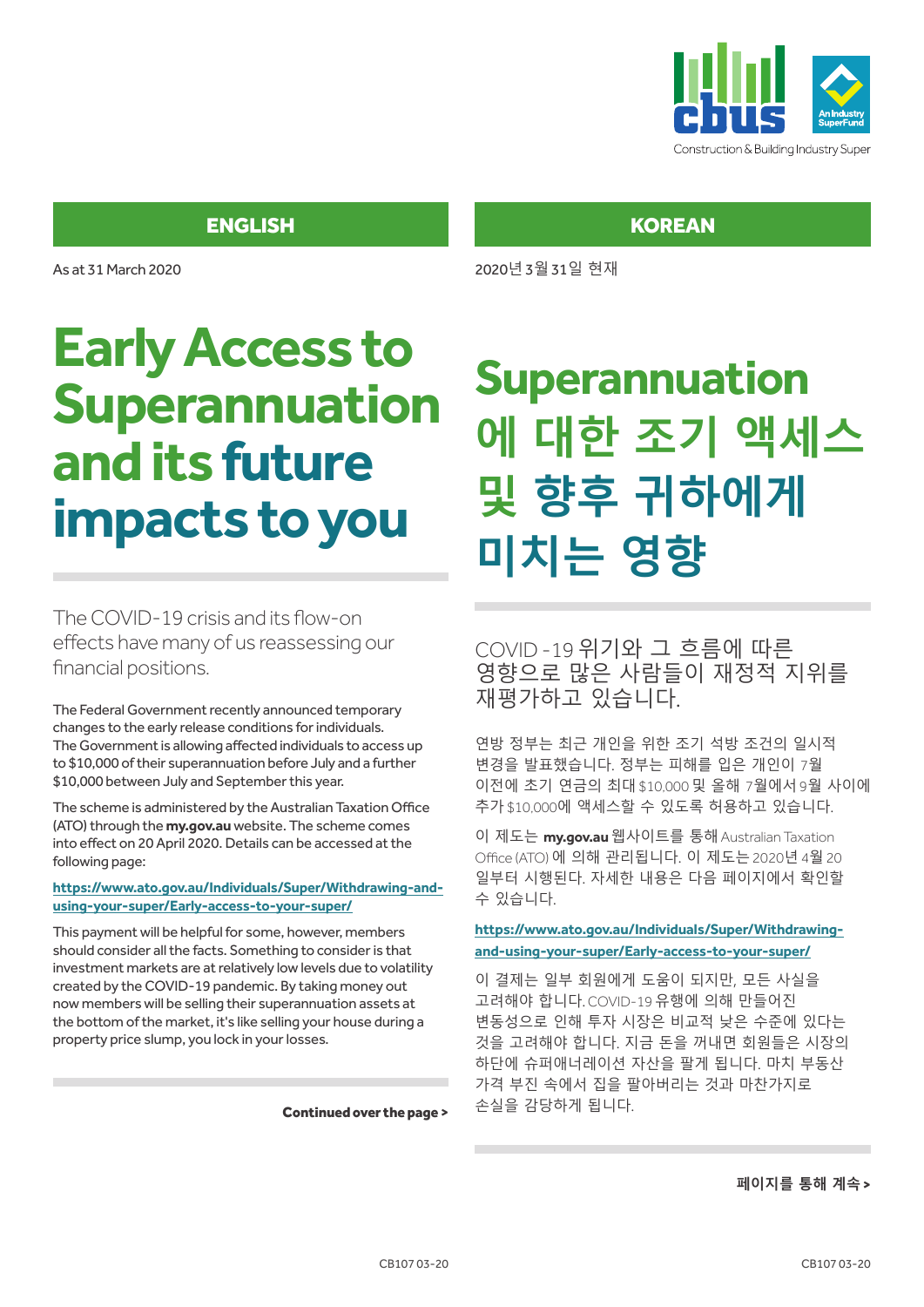Construction & Building Industry Super

## ENGLISH

As at 31 March 2020

# Early Access to Superannuation and its future impacts to you

The COVID-19 crisis and its flow-on effects have many of us reassessing our financial positions.

The Federal Government recently announced temporary changes to the early release conditions for individuals. The Government is allowing affected individuals to access up to $10,000 of their superannuation before July and a further $10,000 between July and September this year.

The scheme is administered by the Australian Taxation Office (ATO) through the **my.gov.au** website. The scheme comes into effect on 20 April 2020. Details can be accessed at the following page:

**https://www.ato.gov.au/Individuals/Super/Withdrawing-and-using-your-super/Early-access-to-your-super/**

This payment will be helpful for some, however, members should consider all the facts. Something to consider is that investment markets are at relatively low levels due to volatility created by the COVID-19 pandemic. By taking money out now members will be selling their superannuation assets at the bottom of the market, it's like selling your house during a property price slump, you lock in your losses.

**Continued over the page >**

## KOREAN

2020년 3월 31일 현재

# Superannuation에 대한 조기 액세스 및 향후 귀하에게 미치는 영향

COVID -19 위기와 그 흐름에 따른 영향으로 많은 사람들이 재정적 지위를 재평가하고 있습니다.

연방 정부는 최근 개인을 위한 조기 석방 조건의 일시적 변경을 발표했습니다. 정부는 피해를 입은 개인이 7월 이전에 초기 연금의 최대 $10,000 및 올해 7월에서 9월 사이에 추가 $10,000에 액세스할 수 있도록 허용하고 있습니다.

이 제도는 **my.gov.au** 웹사이트를 통해 Australian Taxation Office (ATO) 에 의해 관리됩니다. 이 제도는 2020년 4월 20 일부터 시행된다. 자세한 내용은 다음 페이지에서 확인할 수 있습니다.

**https://www.ato.gov.au/Individuals/Super/Withdrawing-and-using-your-super/Early-access-to-your-super/**

이 결제는 일부 회원에게 도움이 되지만, 모든 사실을 고려해야 합니다. COVID-19 유행에 의해 만들어진 변동성으로 인해 투자 시장은 비교적 낮은 수준에 있다는 것을 고려해야 합니다. 지금 돈을 꺼내면 회원들은 시장의 하단에 슈퍼애너레이션 자산을 팔게 됩니다. 마치 부동산 가격 부진 속에서 집을 팔아버리는 것과 마찬가지로 손실을 감당하게 됩니다.

**페이지를 통해 계속 >**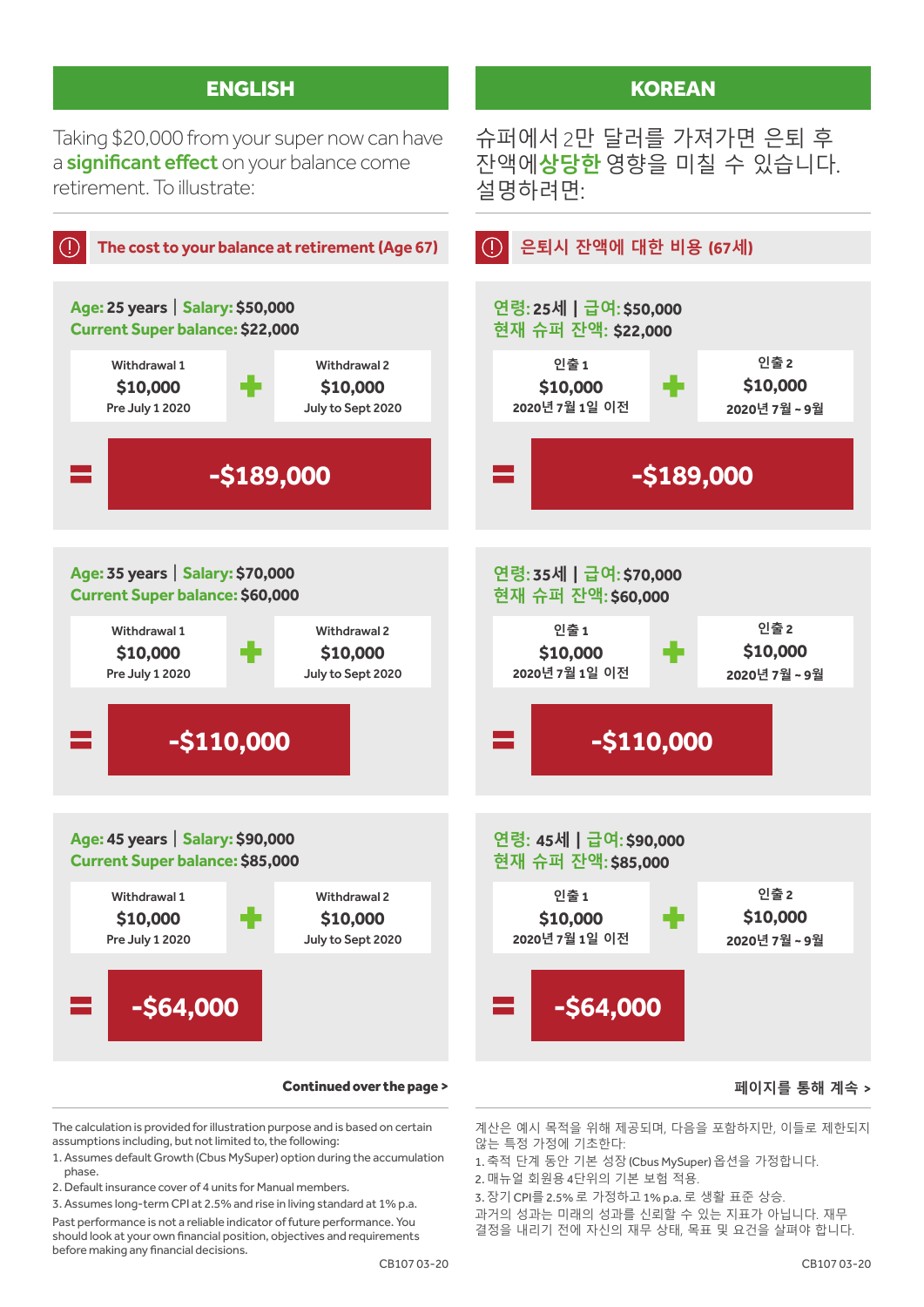## ENGLISH

Taking $20,000 from your super now can have a **significant effect** on your balance come retirement. To illustrate:

### The cost to your balance at retirement (Age 67)

**Age:** 25 years | **Salary:** $50,000
**Current Super balance:** $22,000

| Withdrawal 1 | | Withdrawal 2 |
|---|---|---|
| $10,000 | + | $10,000 |
| Pre July 1 2020 | | July to Sept 2020 |

= **-$189,000**

**Age:** 35 years | **Salary:** $70,000
**Current Super balance:** $60,000

| Withdrawal 1 | | Withdrawal 2 |
|---|---|---|
| $10,000 | + | $10,000 |
| Pre July 1 2020 | | July to Sept 2020 |

= **-$110,000**

**Age:** 45 years | **Salary:** $90,000
**Current Super balance:** $85,000

| Withdrawal 1 | | Withdrawal 2 |
|---|---|---|
| $10,000 | + | $10,000 |
| Pre July 1 2020 | | July to Sept 2020 |

= **-$64,000**

**Continued over the page >**

The calculation is provided for illustration purpose and is based on certain assumptions including, but not limited to, the following:

1. Assumes default Growth (Cbus MySuper) option during the accumulation phase.
2. Default insurance cover of 4 units for Manual members.
3. Assumes long-term CPI at 2.5% and rise in living standard at 1% p.a.

Past performance is not a reliable indicator of future performance. You should look at your own financial position, objectives and requirements before making any financial decisions.

CB107 03-20

## KOREAN

슈퍼에서 2만 달러를 가져가면 은퇴 후 잔액에 **상당한** 영향을 미칠 수 있습니다. 설명하려면:

### 은퇴시 잔액에 대한 비용 (67세)

**연령:** 25세 | **급여:** $50,000
**현재 슈퍼 잔액:** $22,000

| 인출 1 | | 인출 2 |
|---|---|---|
| $10,000 | + | $10,000 |
| 2020년 7월 1일 이전 | | 2020년 7월 ~ 9월 |

= **-$189,000**

**연령:** 35세 | **급여:** $70,000
**현재 슈퍼 잔액:** $60,000

| 인출 1 | | 인출 2 |
|---|---|---|
| $10,000 | + | $10,000 |
| 2020년 7월 1일 이전 | | 2020년 7월 ~ 9월 |

= **-$110,000**

**연령:** 45세 | **급여:** $90,000
**현재 슈퍼 잔액:** $85,000

| 인출 1 | | 인출 2 |
|---|---|---|
| $10,000 | + | $10,000 |
| 2020년 7월 1일 이전 | | 2020년 7월 ~ 9월 |

= **-$64,000**

**페이지를 통해 계속 >**

계산은 예시 목적을 위해 제공되며, 다음을 포함하지만, 이들로 제한되지 않는 특정 가정에 기초한다:

1. 축적 단계 동안 기본 성장 (Cbus MySuper) 옵션을 가정합니다.
2. 매뉴얼 회원용 4단위의 기본 보험 적용.
3. 장기 CPI를 2.5% 로 가정하고 1% p.a. 로 생활 표준 상승.

과거의 성과는 미래의 성과를 신뢰할 수 있는 지표가 아닙니다. 재무 결정을 내리기 전에 자신의 재무 상태, 목표 및 요건을 살펴야 합니다.

CB107 03-20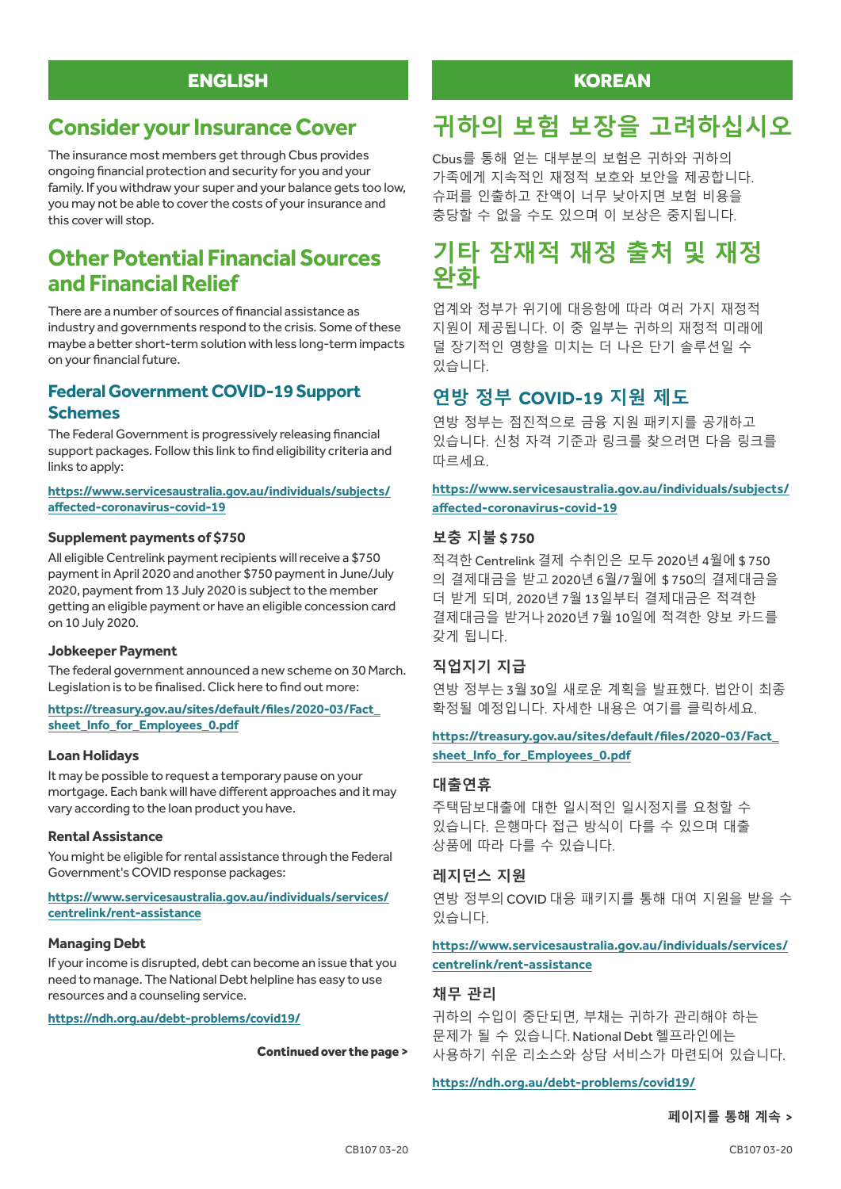## ENGLISH

# Consider your Insurance Cover

The insurance most members get through Cbus provides ongoing financial protection and security for you and your family. If you withdraw your super and your balance gets too low, you may not be able to cover the costs of your insurance and this cover will stop.

# Other Potential Financial Sources and Financial Relief

There are a number of sources of financial assistance as industry and governments respond to the crisis. Some of these maybe a better short-term solution with less long-term impacts on your financial future.

## Federal Government COVID-19 Support Schemes

The Federal Government is progressively releasing financial support packages. Follow this link to find eligibility criteria and links to apply:

**https://www.servicesaustralia.gov.au/individuals/subjects/affected-coronavirus-covid-19**

### Supplement payments of $750

All eligible Centrelink payment recipients will receive a $750 payment in April 2020 and another $750 payment in June/July 2020, payment from 13 July 2020 is subject to the member getting an eligible payment or have an eligible concession card on 10 July 2020.

### Jobkeeper Payment

The federal government announced a new scheme on 30 March. Legislation is to be finalised. Click here to find out more:

**https://treasury.gov.au/sites/default/files/2020-03/Fact_sheet_Info_for_Employees_0.pdf**

### Loan Holidays

It may be possible to request a temporary pause on your mortgage. Each bank will have different approaches and it may vary according to the loan product you have.

### Rental Assistance

You might be eligible for rental assistance through the Federal Government's COVID response packages:

**https://www.servicesaustralia.gov.au/individuals/services/centrelink/rent-assistance**

### Managing Debt

If your income is disrupted, debt can become an issue that you need to manage. The National Debt helpline has easy to use resources and a counseling service.

**https://ndh.org.au/debt-problems/covid19/**

**Continued over the page >**

## KOREAN

# 귀하의 보험 보장을 고려하십시오

Cbus를 통해 얻는 대부분의 보험은 귀하와 귀하의 가족에게 지속적인 재정적 보호와 보안을 제공합니다. 슈퍼를 인출하고 잔액이 너무 낮아지면 보험 비용을 충당할 수 없을 수도 있으며 이 보상은 중지됩니다.

# 기타 잠재적 재정 출처 및 재정 완화

업계와 정부가 위기에 대응함에 따라 여러 가지 재정적 지원이 제공됩니다. 이 중 일부는 귀하의 재정적 미래에 덜 장기적인 영향을 미치는 더 나은 단기 솔루션일 수 있습니다.

## 연방 정부 COVID-19 지원 제도

연방 정부는 점진적으로 금융 지원 패키지를 공개하고 있습니다. 신청 자격 기준과 링크를 찾으려면 다음 링크를 따르세요.

**https://www.servicesaustralia.gov.au/individuals/subjects/affected-coronavirus-covid-19**

### 보충 지불 $ 750

적격한 Centrelink 결제 수취인은 모두 2020년 4월에 $ 750의 결제대금을 받고 2020년 6월/7월에 $ 750의 결제대금을 더 받게 되며, 2020년 7월 13일부터 결제대금은 적격한 결제대금을 받거나 2020년 7월 10일에 적격한 양보 카드를 갖게 됩니다.

### 직업지기 지급

연방 정부는 3월 30일 새로운 계획을 발표했다. 법안이 최종 확정될 예정입니다. 자세한 내용은 여기를 클릭하세요.

**https://treasury.gov.au/sites/default/files/2020-03/Fact_sheet_Info_for_Employees_0.pdf**

### 대출연휴

주택담보대출에 대한 일시적인 일시정지를 요청할 수 있습니다. 은행마다 접근 방식이 다를 수 있으며 대출 상품에 따라 다를 수 있습니다.

### 레지던스 지원

연방 정부의 COVID 대응 패키지를 통해 대여 지원을 받을 수 있습니다.

**https://www.servicesaustralia.gov.au/individuals/services/centrelink/rent-assistance**

### 채무 관리

귀하의 수입이 중단되면, 부채는 귀하가 관리해야 하는 문제가 될 수 있습니다. National Debt 헬프라인에는 사용하기 쉬운 리소스와 상담 서비스가 마련되어 있습니다.

**https://ndh.org.au/debt-problems/covid19/**

**페이지를 통해 계속 >**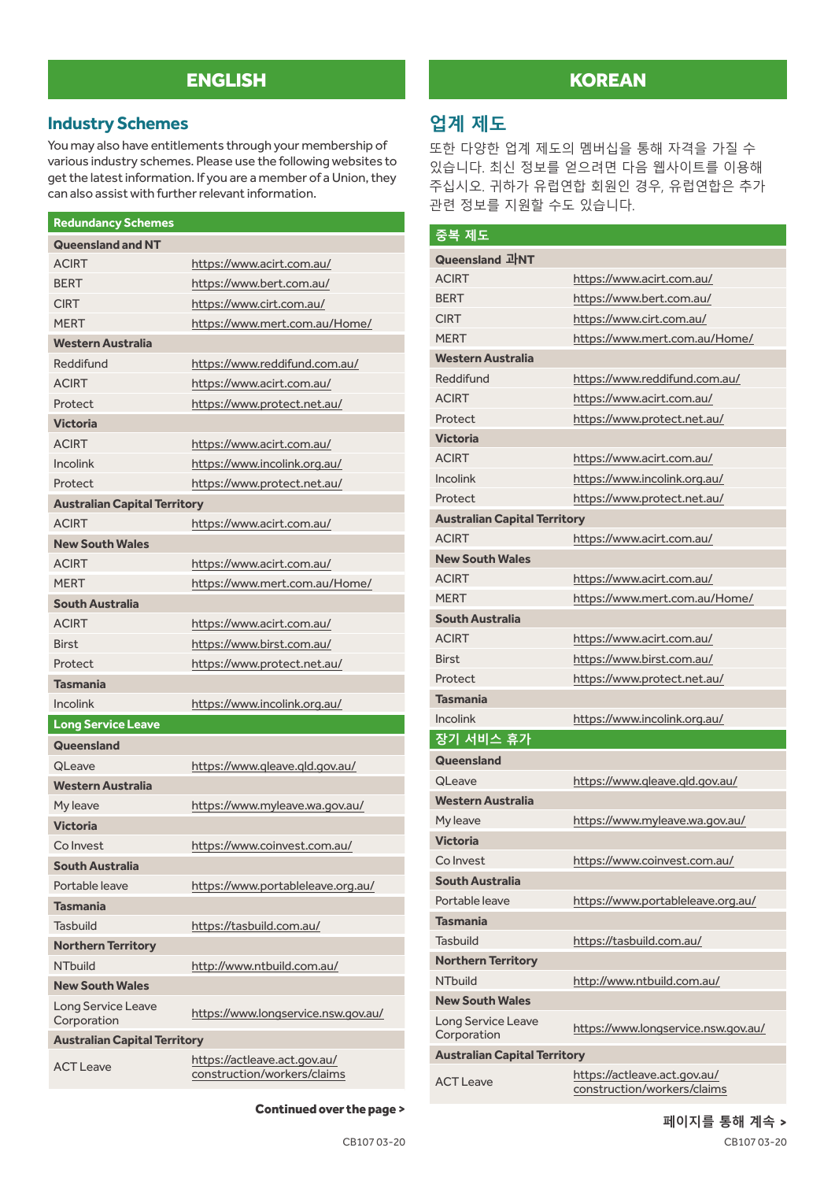## ENGLISH

### Industry Schemes

You may also have entitlements through your membership of various industry schemes. Please use the following websites to get the latest information. If you are a member of a Union, they can also assist with further relevant information.

| Redundancy Schemes | |
|---|---|
| **Queensland and NT** | |
| ACIRT | https://www.acirt.com.au/ |
| BERT | https://www.bert.com.au/ |
| CIRT | https://www.cirt.com.au/ |
| MERT | https://www.mert.com.au/Home/ |
| **Western Australia** | |
| Reddifund | https://www.reddifund.com.au/ |
| ACIRT | https://www.acirt.com.au/ |
| Protect | https://www.protect.net.au/ |
| **Victoria** | |
| ACIRT | https://www.acirt.com.au/ |
| Incolink | https://www.incolink.org.au/ |
| Protect | https://www.protect.net.au/ |
| **Australian Capital Territory** | |
| ACIRT | https://www.acirt.com.au/ |
| **New South Wales** | |
| ACIRT | https://www.acirt.com.au/ |
| MERT | https://www.mert.com.au/Home/ |
| **South Australia** | |
| ACIRT | https://www.acirt.com.au/ |
| Birst | https://www.birst.com.au/ |
| Protect | https://www.protect.net.au/ |
| **Tasmania** | |
| Incolink | https://www.incolink.org.au/ |
| **Long Service Leave** | |
| **Queensland** | |
| QLeave | https://www.qleave.qld.gov.au/ |
| **Western Australia** | |
| My leave | https://www.myleave.wa.gov.au/ |
| **Victoria** | |
| Co Invest | https://www.coinvest.com.au/ |
| **South Australia** | |
| Portable leave | https://www.portableleave.org.au/ |
| **Tasmania** | |
| Tasbuild | https://tasbuild.com.au/ |
| **Northern Territory** | |
| NTbuild | http://www.ntbuild.com.au/ |
| **New South Wales** | |
| Long Service Leave Corporation | https://www.longservice.nsw.gov.au/ |
| **Australian Capital Territory** | |
| ACT Leave | https://actleave.act.gov.au/construction/workers/claims |

**Continued over the page >**

## KOREAN

### 업계 제도

또한 다양한 업계 제도의 멤버십을 통해 자격을 가질 수 있습니다. 최신 정보를 얻으려면 다음 웹사이트를 이용해 주십시오. 귀하가 유럽연합 회원인 경우, 유럽연합은 추가 관련 정보를 지원할 수도 있습니다.

| 중복 제도 | |
|---|---|
| **Queensland 과NT** | |
| ACIRT | https://www.acirt.com.au/ |
| BERT | https://www.bert.com.au/ |
| CIRT | https://www.cirt.com.au/ |
| MERT | https://www.mert.com.au/Home/ |
| **Western Australia** | |
| Reddifund | https://www.reddifund.com.au/ |
| ACIRT | https://www.acirt.com.au/ |
| Protect | https://www.protect.net.au/ |
| **Victoria** | |
| ACIRT | https://www.acirt.com.au/ |
| Incolink | https://www.incolink.org.au/ |
| Protect | https://www.protect.net.au/ |
| **Australian Capital Territory** | |
| ACIRT | https://www.acirt.com.au/ |
| **New South Wales** | |
| ACIRT | https://www.acirt.com.au/ |
| MERT | https://www.mert.com.au/Home/ |
| **South Australia** | |
| ACIRT | https://www.acirt.com.au/ |
| Birst | https://www.birst.com.au/ |
| Protect | https://www.protect.net.au/ |
| **Tasmania** | |
| Incolink | https://www.incolink.org.au/ |
| **장기 서비스 휴가** | |
| **Queensland** | |
| QLeave | https://www.qleave.qld.gov.au/ |
| **Western Australia** | |
| My leave | https://www.myleave.wa.gov.au/ |
| **Victoria** | |
| Co Invest | https://www.coinvest.com.au/ |
| **South Australia** | |
| Portable leave | https://www.portableleave.org.au/ |
| **Tasmania** | |
| Tasbuild | https://tasbuild.com.au/ |
| **Northern Territory** | |
| NTbuild | http://www.ntbuild.com.au/ |
| **New South Wales** | |
| Long Service Leave Corporation | https://www.longservice.nsw.gov.au/ |
| **Australian Capital Territory** | |
| ACT Leave | https://actleave.act.gov.au/construction/workers/claims |

**페이지를 통해 계속 >**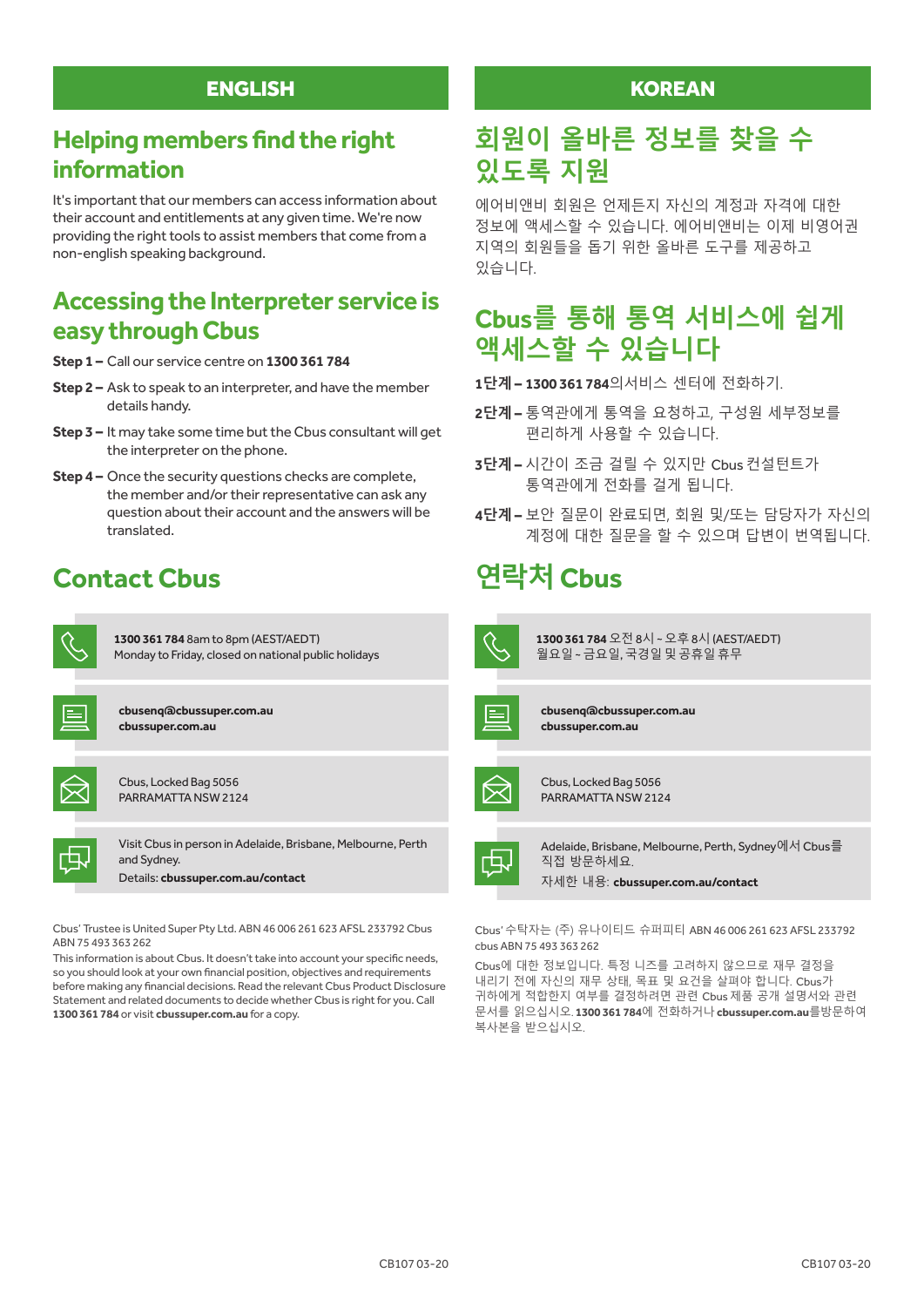## ENGLISH

# Helping members find the right information

It's important that our members can access information about their account and entitlements at any given time. We're now providing the right tools to assist members that come from a non-english speaking background.

## Accessing the Interpreter service is easy through Cbus

**Step 1 –** Call our service centre on **1300 361 784**

**Step 2 –** Ask to speak to an interpreter, and have the member details handy.

**Step 3 –** It may take some time but the Cbus consultant will get the interpreter on the phone.

**Step 4 –** Once the security questions checks are complete, the member and/or their representative can ask any question about their account and the answers will be translated.

## Contact Cbus

**1300 361 784** 8am to 8pm (AEST/AEDT)
Monday to Friday, closed on national public holidays

**cbusenq@cbussuper.com.au**
**cbussuper.com.au**

Cbus, Locked Bag 5056
PARRAMATTA NSW 2124

Visit Cbus in person in Adelaide, Brisbane, Melbourne, Perth and Sydney.
Details: **cbussuper.com.au/contact**

Cbus' Trustee is United Super Pty Ltd. ABN 46 006 261 623 AFSL 233792 Cbus ABN 75 493 363 262

This information is about Cbus. It doesn't take into account your specific needs, so you should look at your own financial position, objectives and requirements before making any financial decisions. Read the relevant Cbus Product Disclosure Statement and related documents to decide whether Cbus is right for you. Call **1300 361 784** or visit **cbussuper.com.au** for a copy.

CB107 03-20

## KOREAN

# 회원이 올바른 정보를 찾을 수 있도록 지원

에어비앤비 회원은 언제든지 자신의 계정과 자격에 대한 정보에 액세스할 수 있습니다. 에어비앤비는 이제 비영어권 지역의 회원들을 돕기 위한 올바른 도구를 제공하고 있습니다.

## Cbus를 통해 통역 서비스에 쉽게 액세스할 수 있습니다

**1단계 – 1300 361 784**의서비스 센터에 전화하기.

**2단계 –** 통역관에게 통역을 요청하고, 구성원 세부정보를 편리하게 사용할 수 있습니다.

**3단계 –** 시간이 조금 걸릴 수 있지만 Cbus 컨설턴트가 통역관에게 전화를 걸게 됩니다.

**4단계 –** 보안 질문이 완료되면, 회원 및/또는 담당자가 자신의 계정에 대한 질문을 할 수 있으며 답변이 번역됩니다.

## 연락처 Cbus

**1300 361 784** 오전 8시 ~ 오후 8시 (AEST/AEDT)
월요일 ~ 금요일, 국경일 및 공휴일 휴무

**cbusenq@cbussuper.com.au**
**cbussuper.com.au**

Cbus, Locked Bag 5056
PARRAMATTA NSW 2124

Adelaide, Brisbane, Melbourne, Perth, Sydney에서 Cbus를 직접 방문하세요.
자세한 내용: **cbussuper.com.au/contact**

Cbus' 수탁자는 (주) 유나이티드 슈퍼피티 ABN 46 006 261 623 AFSL 233792 cbus ABN 75 493 363 262

Cbus에 대한 정보입니다. 특정 니즈를 고려하지 않으므로 재무 결정을 내리기 전에 자신의 재무 상태, 목표 및 요건을 살펴야 합니다. Cbus가 귀하에게 적합한지 여부를 결정하려면 관련 Cbus 제품 공개 설명서와 관련 문서를 읽으십시오. **1300 361 784**에 전화하거나 **cbussuper.com.au**를방문하여 복사본을 받으십시오.

CB107 03-20